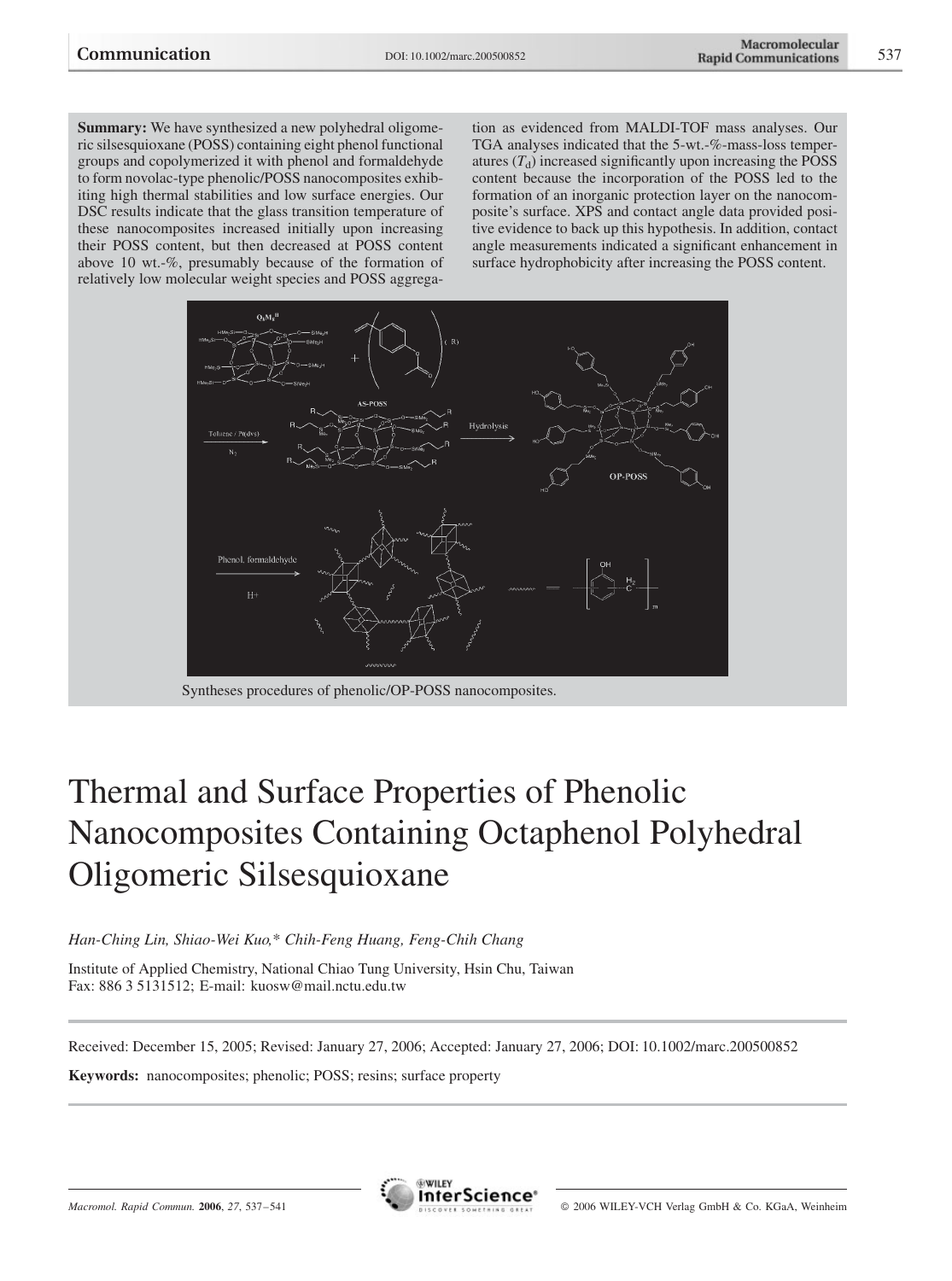**Summary:** We have synthesized a new polyhedral oligomeric silsesquioxane (POSS) containing eight phenol functional groups and copolymerized it with phenol and formaldehyde to form novolac-type phenolic/POSS nanocomposites exhibiting high thermal stabilities and low surface energies. Our DSC results indicate that the glass transition temperature of these nanocomposites increased initially upon increasing their POSS content, but then decreased at POSS content above 10 wt.-%, presumably because of the formation of relatively low molecular weight species and POSS aggregation as evidenced from MALDI-TOF mass analyses. Our TGA analyses indicated that the 5-wt.-%-mass-loss temperatures ($T_d$) increased significantly upon increasing the POSS content because the incorporation of the POSS led to the formation of an inorganic protection layer on the nanocomposite's surface. XPS and contact angle data provided positive evidence to back up this hypothesis. In addition, contact angle measurements indicated a significant enhancement in surface hydrophobicity after increasing the POSS content.

Syntheses procedures of phenolic/OP-POSS nanocomposites.

# Thermal and Surface Properties of Phenolic Nanocomposites Containing Octaphenol Polyhedral Oligomeric Silsesquioxane

*Han-Ching Lin, Shiao-Wei Kuo,\* Chih-Feng Huang, Feng-Chih Chang*

Institute of Applied Chemistry, National Chiao Tung University, Hsin Chu, Taiwan
Fax: 886 3 5131512; E-mail: kuosw@mail.nctu.edu.tw

Received: December 15, 2005; Revised: January 27, 2006; Accepted: January 27, 2006; DOI: 10.1002/marc.200500852

**Keywords:** nanocomposites; phenolic; POSS; resins; surface property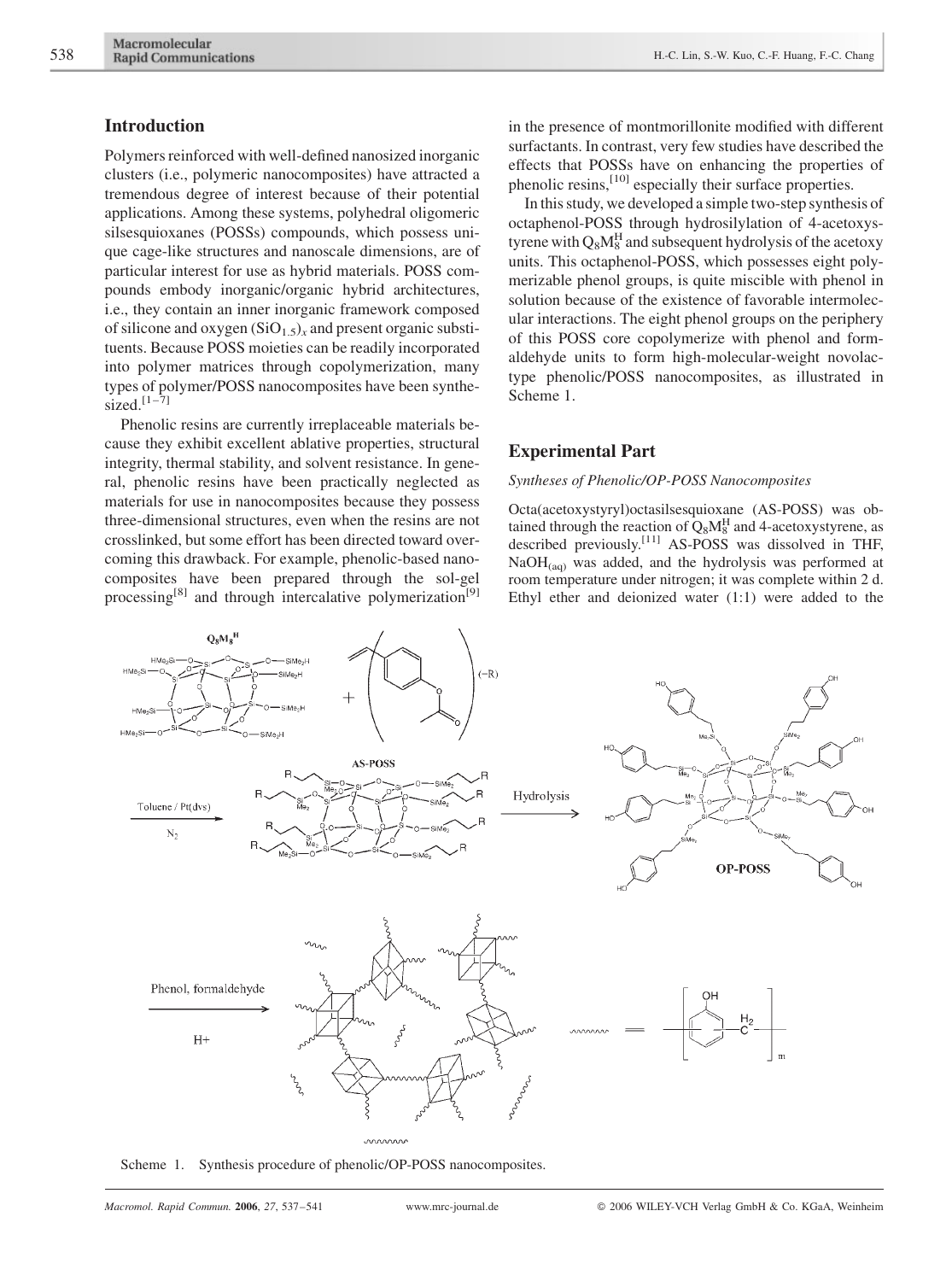## Introduction

Polymers reinforced with well-defined nanosized inorganic clusters (i.e., polymeric nanocomposites) have attracted a tremendous degree of interest because of their potential applications. Among these systems, polyhedral oligomeric silsesquioxanes (POSSs) compounds, which possess unique cage-like structures and nanoscale dimensions, are of particular interest for use as hybrid materials. POSS compounds embody inorganic/organic hybrid architectures, i.e., they contain an inner inorganic framework composed of silicone and oxygen $(SiO_{1.5})_x$ and present organic substituents. Because POSS moieties can be readily incorporated into polymer matrices through copolymerization, many types of polymer/POSS nanocomposites have been synthesized.[1–7]

Phenolic resins are currently irreplaceable materials because they exhibit excellent ablative properties, structural integrity, thermal stability, and solvent resistance. In general, phenolic resins have been practically neglected as materials for use in nanocomposites because they possess three-dimensional structures, even when the resins are not crosslinked, but some effort has been directed toward overcoming this drawback. For example, phenolic-based nanocomposites have been prepared through the sol-gel processing[8] and through intercalative polymerization[9] in the presence of montmorillonite modified with different surfactants. In contrast, very few studies have described the effects that POSSs have on enhancing the properties of phenolic resins,[10] especially their surface properties.

In this study, we developed a simple two-step synthesis of octaphenol-POSS through hydrosilylation of 4-acetoxystyrene with $Q_8M_8^H$ and subsequent hydrolysis of the acetoxy units. This octaphenol-POSS, which possesses eight polymerizable phenol groups, is quite miscible with phenol in solution because of the existence of favorable intermolecular interactions. The eight phenol groups on the periphery of this POSS core copolymerize with phenol and formaldehyde units to form high-molecular-weight novolac-type phenolic/POSS nanocomposites, as illustrated in Scheme 1.

## Experimental Part

### *Syntheses of Phenolic/OP-POSS Nanocomposites*

Octa(acetoxystyryl)octasilsesquioxane (AS-POSS) was obtained through the reaction of $Q_8M_8^H$ and 4-acetoxystyrene, as described previously.[11] AS-POSS was dissolved in THF, $NaOH_{(aq)}$ was added, and the hydrolysis was performed at room temperature under nitrogen; it was complete within 2 d. Ethyl ether and deionized water (1:1) were added to the

Scheme 1. Synthesis procedure of phenolic/OP-POSS nanocomposites.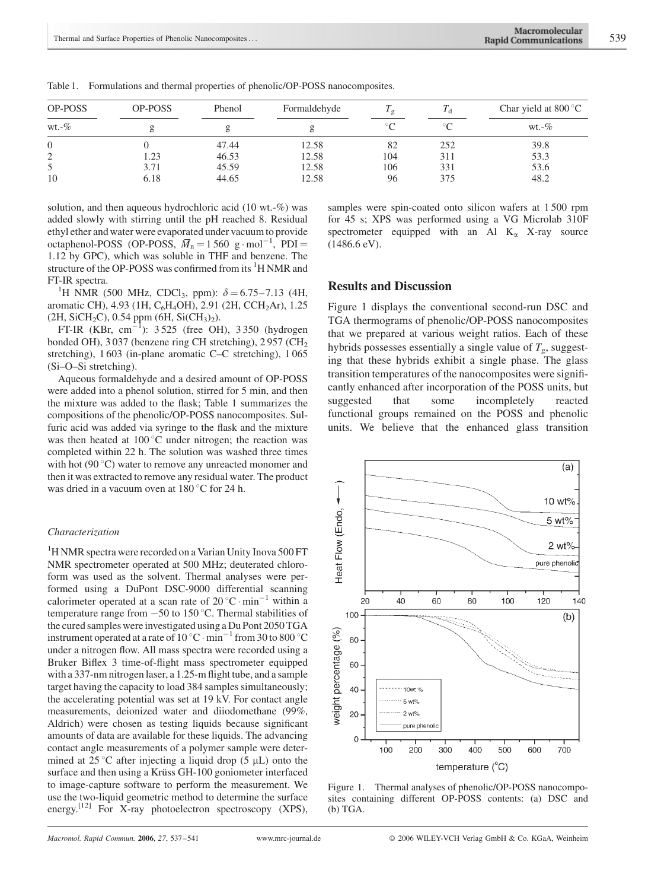Table 1. Formulations and thermal properties of phenolic/OP-POSS nanocomposites.

| OP-POSS | OP-POSS | Phenol | Formaldehyde | $T_g$ | $T_d$ | Char yield at 800 °C |
|---|---|---|---|---|---|---|
| wt.-% | g | g | g | °C | °C | wt.-% |
| 0 | 0 | 47.44 | 12.58 | 82 | 252 | 39.8 |
| 2 | 1.23 | 46.53 | 12.58 | 104 | 311 | 53.3 |
| 5 | 3.71 | 45.59 | 12.58 | 106 | 331 | 53.6 |
| 10 | 6.18 | 44.65 | 12.58 | 96 | 375 | 48.2 |

solution, and then aqueous hydrochloric acid (10 wt.-%) was added slowly with stirring until the pH reached 8. Residual ethyl ether and water were evaporated under vacuum to provide octaphenol-POSS (OP-POSS, $\overline{M}_n = 1\,560\ \text{g} \cdot \text{mol}^{-1}$, PDI = 1.12 by GPC), which was soluble in THF and benzene. The structure of the OP-POSS was confirmed from its $^1$H NMR and FT-IR spectra.

$^1$H NMR (500 MHz, $CDCl_3$, ppm): $\delta = 6.75$–$7.13$ (4H, aromatic CH), 4.93 (1H, $C_6H_4OH$), 2.91 (2H, $CCH_2Ar$), 1.25 (2H, $SiCH_2C$), 0.54 ppm (6H, $Si(CH_3)_2$).

FT-IR (KBr, $cm^{-1}$): 3 525 (free OH), 3 350 (hydrogen bonded OH), 3 037 (benzene ring CH stretching), 2 957 ($CH_2$ stretching), 1 603 (in-plane aromatic C–C stretching), 1 065 (Si–O–Si stretching).

Aqueous formaldehyde and a desired amount of OP-POSS were added into a phenol solution, stirred for 5 min, and then the mixture was added to the flask; Table 1 summarizes the compositions of the phenolic/OP-POSS nanocomposites. Sulfuric acid was added via syringe to the flask and the mixture was then heated at 100 °C under nitrogen; the reaction was completed within 22 h. The solution was washed three times with hot (90 °C) water to remove any unreacted monomer and then it was extracted to remove any residual water. The product was dried in a vacuum oven at 180 °C for 24 h.

### *Characterization*

$^1$H NMR spectra were recorded on a Varian Unity Inova 500 FT NMR spectrometer operated at 500 MHz; deuterated chloroform was used as the solvent. Thermal analyses were performed using a DuPont DSC-9000 differential scanning calorimeter operated at a scan rate of 20 °C · min$^{-1}$ within a temperature range from −50 to 150 °C. Thermal stabilities of the cured samples were investigated using a Du Pont 2050 TGA instrument operated at a rate of 10 °C · min$^{-1}$ from 30 to 800 °C under a nitrogen flow. All mass spectra were recorded using a Bruker Biflex 3 time-of-flight mass spectrometer equipped with a 337-nm nitrogen laser, a 1.25-m flight tube, and a sample target having the capacity to load 384 samples simultaneously; the accelerating potential was set at 19 kV. For contact angle measurements, deionized water and diiodomethane (99%, Aldrich) were chosen as testing liquids because significant amounts of data are available for these liquids. The advancing contact angle measurements of a polymer sample were determined at 25 °C after injecting a liquid drop (5 μL) onto the surface and then using a Krüss GH-100 goniometer interfaced to image-capture software to perform the measurement. We use the two-liquid geometric method to determine the surface energy.[12] For X-ray photoelectron spectroscopy (XPS), samples were spin-coated onto silicon wafers at 1 500 rpm for 45 s; XPS was performed using a VG Microlab 310F spectrometer equipped with an Al $K_\alpha$ X-ray source (1486.6 eV).

## Results and Discussion

Figure 1 displays the conventional second-run DSC and TGA thermograms of phenolic/OP-POSS nanocomposites that we prepared at various weight ratios. Each of these hybrids possesses essentially a single value of $T_g$, suggesting that these hybrids exhibit a single phase. The glass transition temperatures of the nanocomposites were significantly enhanced after incorporation of the POSS units, but suggested that some incompletely reacted functional groups remained on the POSS and phenolic units. We believe that the enhanced glass transition

Figure 1. Thermal analyses of phenolic/OP-POSS nanocomposites containing different OP-POSS contents: (a) DSC and (b) TGA.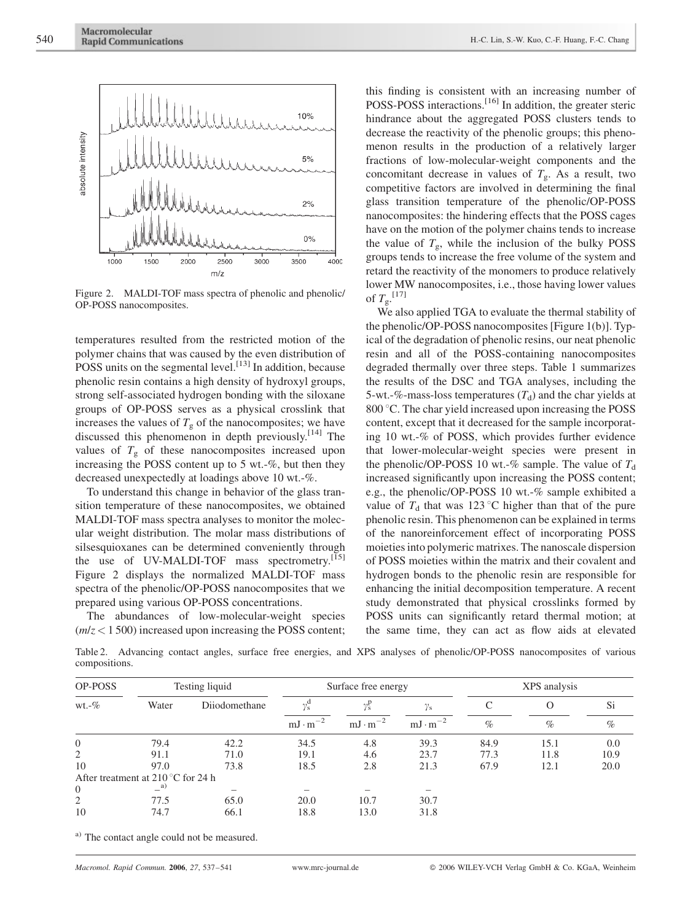Figure 2. MALDI-TOF mass spectra of phenolic and phenolic/OP-POSS nanocomposites.

temperatures resulted from the restricted motion of the polymer chains that was caused by the even distribution of POSS units on the segmental level.[13] In addition, because phenolic resin contains a high density of hydroxyl groups, strong self-associated hydrogen bonding with the siloxane groups of OP-POSS serves as a physical crosslink that increases the values of $T_g$ of the nanocomposites; we have discussed this phenomenon in depth previously.[14] The values of $T_g$ of these nanocomposites increased upon increasing the POSS content up to 5 wt.-%, but then they decreased unexpectedly at loadings above 10 wt.-%.

To understand this change in behavior of the glass transition temperature of these nanocomposites, we obtained MALDI-TOF mass spectra analyses to monitor the molecular weight distribution. The molar mass distributions of silsesquioxanes can be determined conveniently through the use of UV-MALDI-TOF mass spectrometry.[15] Figure 2 displays the normalized MALDI-TOF mass spectra of the phenolic/OP-POSS nanocomposites that we prepared using various OP-POSS concentrations.

The abundances of low-molecular-weight species ($m/z < 1\,500$) increased upon increasing the POSS content; this finding is consistent with an increasing number of POSS-POSS interactions.[16] In addition, the greater steric hindrance about the aggregated POSS clusters tends to decrease the reactivity of the phenolic groups; this phenomenon results in the production of a relatively larger fractions of low-molecular-weight components and the concomitant decrease in values of $T_g$. As a result, two competitive factors are involved in determining the final glass transition temperature of the phenolic/OP-POSS nanocomposites: the hindering effects that the POSS cages have on the motion of the polymer chains tends to increase the value of $T_g$, while the inclusion of the bulky POSS groups tends to increase the free volume of the system and retard the reactivity of the monomers to produce relatively lower MW nanocomposites, i.e., those having lower values of $T_g$.[17]

We also applied TGA to evaluate the thermal stability of the phenolic/OP-POSS nanocomposites [Figure 1(b)]. Typical of the degradation of phenolic resins, our neat phenolic resin and all of the POSS-containing nanocomposites degraded thermally over three steps. Table 1 summarizes the results of the DSC and TGA analyses, including the 5-wt.-%-mass-loss temperatures ($T_d$) and the char yields at 800 °C. The char yield increased upon increasing the POSS content, except that it decreased for the sample incorporating 10 wt.-% of POSS, which provides further evidence that lower-molecular-weight species were present in the phenolic/OP-POSS 10 wt.-% sample. The value of $T_d$ increased significantly upon increasing the POSS content; e.g., the phenolic/OP-POSS 10 wt.-% sample exhibited a value of $T_d$ that was 123 °C higher than that of the pure phenolic resin. This phenomenon can be explained in terms of the nanoreinforcement effect of incorporating POSS moieties into polymeric matrixes. The nanoscale dispersion of POSS moieties within the matrix and their covalent and hydrogen bonds to the phenolic resin are responsible for enhancing the initial decomposition temperature. A recent study demonstrated that physical crosslinks formed by POSS units can significantly retard thermal motion; at the same time, they can act as flow aids at elevated

Table 2. Advancing contact angles, surface free energies, and XPS analyses of phenolic/OP-POSS nanocomposites of various compositions.

| OP-POSS | Testing liquid | | Surface free energy | | | XPS analysis | | |
|---|---|---|---|---|---|---|---|---|
| wt.-% | Water | Diiodomethane | $\gamma_s^d$ | $\gamma_s^p$ | $\gamma_s$ | C | O | Si |
| | | | $mJ \cdot m^{-2}$ | $mJ \cdot m^{-2}$ | $mJ \cdot m^{-2}$ | % | % | % |
| 0 | 79.4 | 42.2 | 34.5 | 4.8 | 39.3 | 84.9 | 15.1 | 0.0 |
| 2 | 91.1 | 71.0 | 19.1 | 4.6 | 23.7 | 77.3 | 11.8 | 10.9 |
| 10 | 97.0 | 73.8 | 18.5 | 2.8 | 21.3 | 67.9 | 12.1 | 20.0 |
| After treatment at 210 °C for 24 h | | | | | | | | |
| 0 | –[a] | – | – | – | – | | | |
| 2 | 77.5 | 65.0 | 20.0 | 10.7 | 30.7 | | | |
| 10 | 74.7 | 66.1 | 18.8 | 13.0 | 31.8 | | | |

[a] The contact angle could not be measured.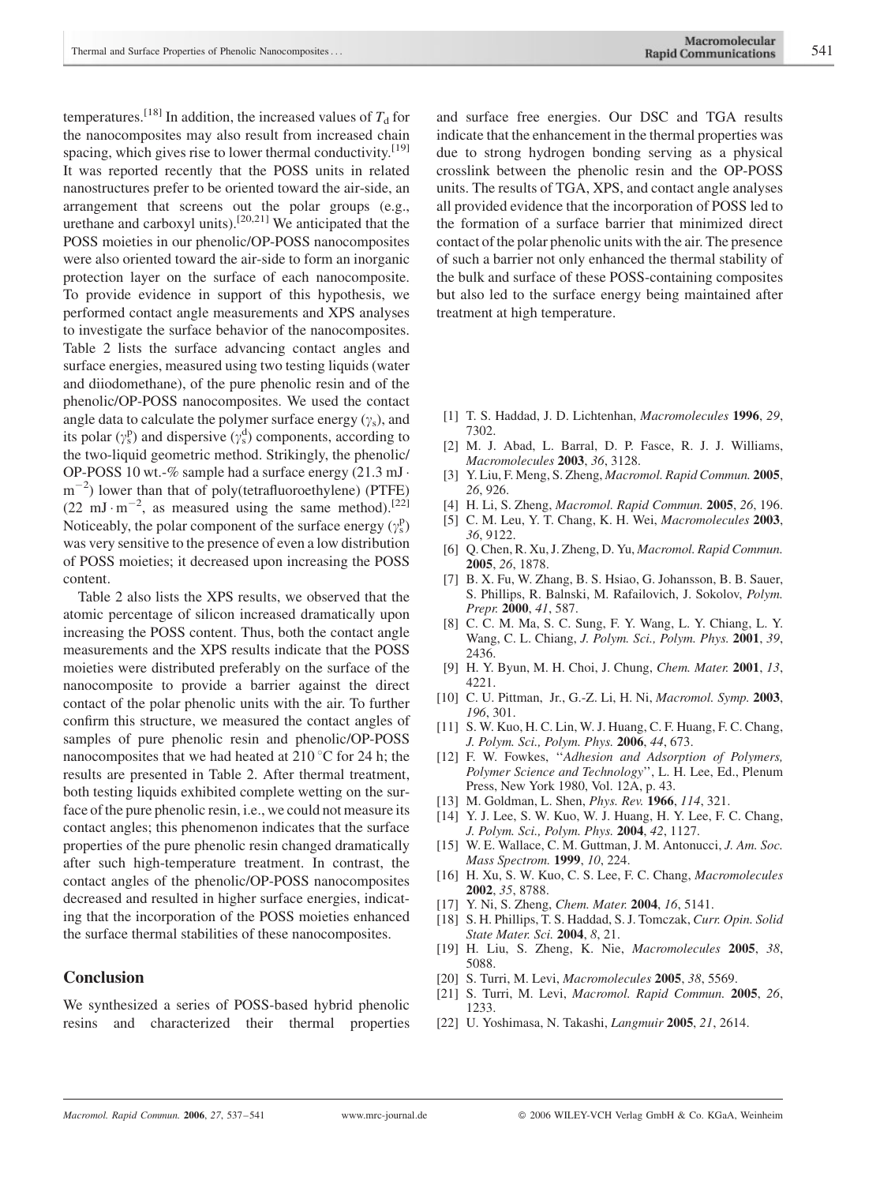temperatures.[18] In addition, the increased values of $T_d$ for the nanocomposites may also result from increased chain spacing, which gives rise to lower thermal conductivity.[19] It was reported recently that the POSS units in related nanostructures prefer to be oriented toward the air-side, an arrangement that screens out the polar groups (e.g., urethane and carboxyl units).[20,21] We anticipated that the POSS moieties in our phenolic/OP-POSS nanocomposites were also oriented toward the air-side to form an inorganic protection layer on the surface of each nanocomposite. To provide evidence in support of this hypothesis, we performed contact angle measurements and XPS analyses to investigate the surface behavior of the nanocomposites. Table 2 lists the surface advancing contact angles and surface energies, measured using two testing liquids (water and diiodomethane), of the pure phenolic resin and of the phenolic/OP-POSS nanocomposites. We used the contact angle data to calculate the polymer surface energy ($\gamma_s$), and its polar ($\gamma_s^p$) and dispersive ($\gamma_s^d$) components, according to the two-liquid geometric method. Strikingly, the phenolic/OP-POSS 10 wt.-% sample had a surface energy (21.3 mJ · m$^{-2}$) lower than that of poly(tetrafluoroethylene) (PTFE) (22 mJ · m$^{-2}$, as measured using the same method).[22] Noticeably, the polar component of the surface energy ($\gamma_s^p$) was very sensitive to the presence of even a low distribution of POSS moieties; it decreased upon increasing the POSS content.

Table 2 also lists the XPS results, we observed that the atomic percentage of silicon increased dramatically upon increasing the POSS content. Thus, both the contact angle measurements and the XPS results indicate that the POSS moieties were distributed preferably on the surface of the nanocomposite to provide a barrier against the direct contact of the polar phenolic units with the air. To further confirm this structure, we measured the contact angles of samples of pure phenolic resin and phenolic/OP-POSS nanocomposites that we had heated at 210 °C for 24 h; the results are presented in Table 2. After thermal treatment, both testing liquids exhibited complete wetting on the surface of the pure phenolic resin, i.e., we could not measure its contact angles; this phenomenon indicates that the surface properties of the pure phenolic resin changed dramatically after such high-temperature treatment. In contrast, the contact angles of the phenolic/OP-POSS nanocomposites decreased and resulted in higher surface energies, indicating that the incorporation of the POSS moieties enhanced the surface thermal stabilities of these nanocomposites.

## Conclusion

We synthesized a series of POSS-based hybrid phenolic resins and characterized their thermal properties and surface free energies. Our DSC and TGA results indicate that the enhancement in the thermal properties was due to strong hydrogen bonding serving as a physical crosslink between the phenolic resin and the OP-POSS units. The results of TGA, XPS, and contact angle analyses all provided evidence that the incorporation of POSS led to the formation of a surface barrier that minimized direct contact of the polar phenolic units with the air. The presence of such a barrier not only enhanced the thermal stability of the bulk and surface of these POSS-containing composites but also led to the surface energy being maintained after treatment at high temperature.

[1] T. S. Haddad, J. D. Lichtenhan, *Macromolecules* **1996**, *29*, 7302.
[2] M. J. Abad, L. Barral, D. P. Fasce, R. J. J. Williams, *Macromolecules* **2003**, *36*, 3128.
[3] Y. Liu, F. Meng, S. Zheng, *Macromol. Rapid Commun.* **2005**, *26*, 926.
[4] H. Li, S. Zheng, *Macromol. Rapid Commun.* **2005**, *26*, 196.
[5] C. M. Leu, Y. T. Chang, K. H. Wei, *Macromolecules* **2003**, *36*, 9122.
[6] Q. Chen, R. Xu, J. Zheng, D. Yu, *Macromol. Rapid Commun.* **2005**, *26*, 1878.
[7] B. X. Fu, W. Zhang, B. S. Hsiao, G. Johansson, B. B. Sauer, S. Phillips, R. Balnski, M. Rafailovich, J. Sokolov, *Polym. Prepr.* **2000**, *41*, 587.
[8] C. C. M. Ma, S. C. Sung, F. Y. Wang, L. Y. Chiang, L. Y. Wang, C. L. Chiang, *J. Polym. Sci., Polym. Phys.* **2001**, *39*, 2436.
[9] H. Y. Byun, M. H. Choi, J. Chung, *Chem. Mater.* **2001**, *13*, 4221.
[10] C. U. Pittman, Jr., G.-Z. Li, H. Ni, *Macromol. Symp.* **2003**, *196*, 301.
[11] S. W. Kuo, H. C. Lin, W. J. Huang, C. F. Huang, F. C. Chang, *J. Polym. Sci., Polym. Phys.* **2006**, *44*, 673.
[12] F. W. Fowkes, "*Adhesion and Adsorption of Polymers, Polymer Science and Technology*", L. H. Lee, Ed., Plenum Press, New York 1980, Vol. 12A, p. 43.
[13] M. Goldman, L. Shen, *Phys. Rev.* **1966**, *114*, 321.
[14] Y. J. Lee, S. W. Kuo, W. J. Huang, H. Y. Lee, F. C. Chang, *J. Polym. Sci., Polym. Phys.* **2004**, *42*, 1127.
[15] W. E. Wallace, C. M. Guttman, J. M. Antonucci, *J. Am. Soc. Mass Spectrom.* **1999**, *10*, 224.
[16] H. Xu, S. W. Kuo, C. S. Lee, F. C. Chang, *Macromolecules* **2002**, *35*, 8788.
[17] Y. Ni, S. Zheng, *Chem. Mater.* **2004**, *16*, 5141.
[18] S. H. Phillips, T. S. Haddad, S. J. Tomczak, *Curr. Opin. Solid State Mater. Sci.* **2004**, *8*, 21.
[19] H. Liu, S. Zheng, K. Nie, *Macromolecules* **2005**, *38*, 5088.
[20] S. Turri, M. Levi, *Macromolecules* **2005**, *38*, 5569.
[21] S. Turri, M. Levi, *Macromol. Rapid Commun.* **2005**, *26*, 1233.
[22] U. Yoshimasa, N. Takashi, *Langmuir* **2005**, *21*, 2614.